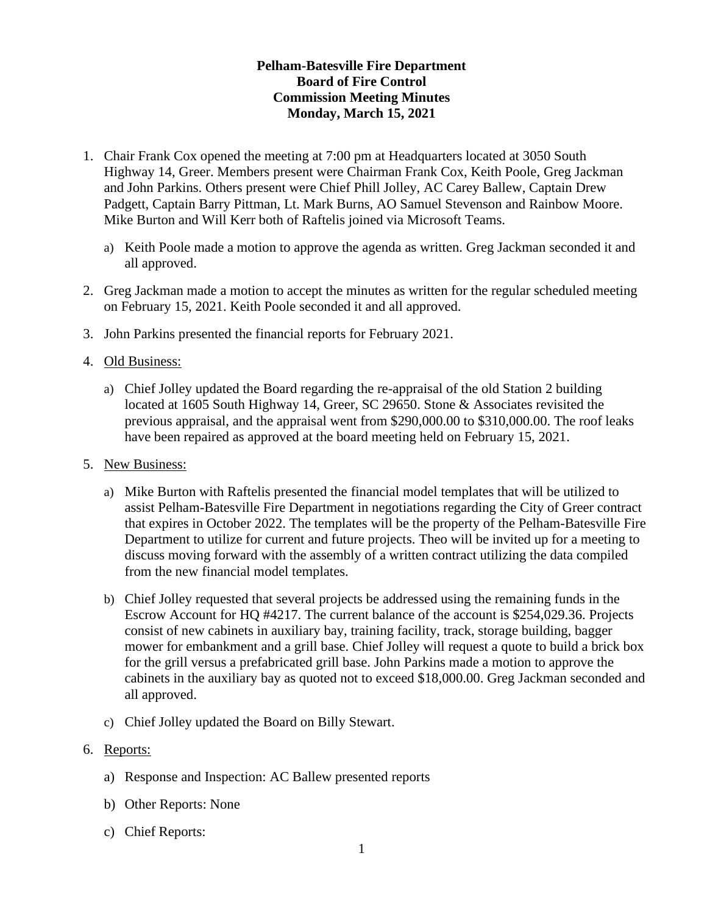**Pelham-Batesville Fire Department**
**Board of Fire Control**
**Commission Meeting Minutes**
**Monday, March 15, 2021**

1. Chair Frank Cox opened the meeting at 7:00 pm at Headquarters located at 3050 South Highway 14, Greer. Members present were Chairman Frank Cox, Keith Poole, Greg Jackman and John Parkins. Others present were Chief Phill Jolley, AC Carey Ballew, Captain Drew Padgett, Captain Barry Pittman, Lt. Mark Burns, AO Samuel Stevenson and Rainbow Moore. Mike Burton and Will Kerr both of Raftelis joined via Microsoft Teams.

   a) Keith Poole made a motion to approve the agenda as written. Greg Jackman seconded it and all approved.

2. Greg Jackman made a motion to accept the minutes as written for the regular scheduled meeting on February 15, 2021. Keith Poole seconded it and all approved.

3. John Parkins presented the financial reports for February 2021.

4. <u>Old Business:</u>

   a) Chief Jolley updated the Board regarding the re-appraisal of the old Station 2 building located at 1605 South Highway 14, Greer, SC 29650. Stone & Associates revisited the previous appraisal, and the appraisal went from $290,000.00 to $310,000.00. The roof leaks have been repaired as approved at the board meeting held on February 15, 2021.

5. <u>New Business:</u>

   a) Mike Burton with Raftelis presented the financial model templates that will be utilized to assist Pelham-Batesville Fire Department in negotiations regarding the City of Greer contract that expires in October 2022. The templates will be the property of the Pelham-Batesville Fire Department to utilize for current and future projects. Theo will be invited up for a meeting to discuss moving forward with the assembly of a written contract utilizing the data compiled from the new financial model templates.

   b) Chief Jolley requested that several projects be addressed using the remaining funds in the Escrow Account for HQ #4217. The current balance of the account is $254,029.36. Projects consist of new cabinets in auxiliary bay, training facility, track, storage building, bagger mower for embankment and a grill base. Chief Jolley will request a quote to build a brick box for the grill versus a prefabricated grill base. John Parkins made a motion to approve the cabinets in the auxiliary bay as quoted not to exceed $18,000.00. Greg Jackman seconded and all approved.

   c) Chief Jolley updated the Board on Billy Stewart.

6. <u>Reports:</u>

   a) Response and Inspection: AC Ballew presented reports

   b) Other Reports: None

   c) Chief Reports: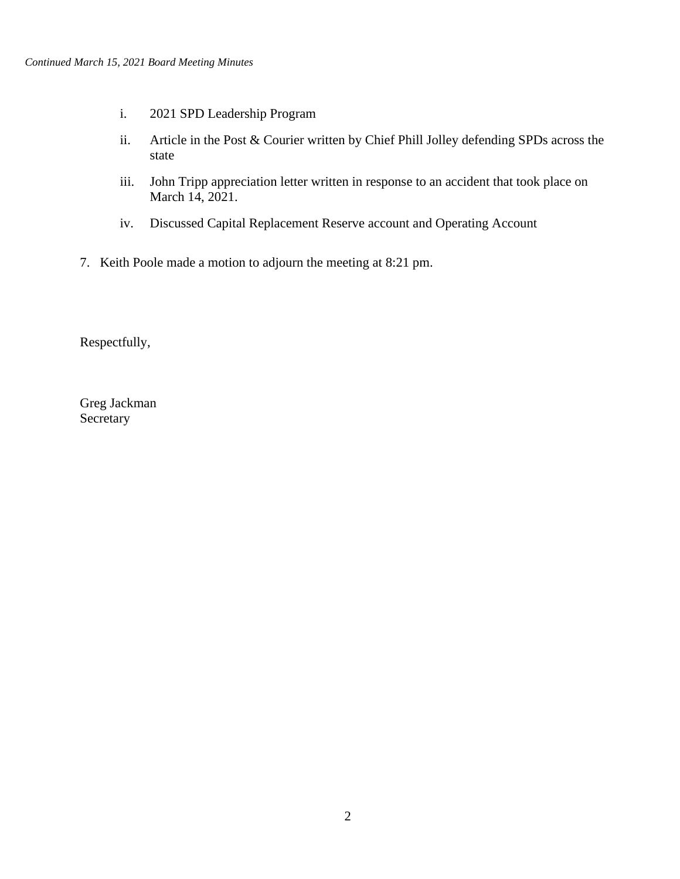i. 2021 SPD Leadership Program

ii. Article in the Post & Courier written by Chief Phill Jolley defending SPDs across the state

iii. John Tripp appreciation letter written in response to an accident that took place on March 14, 2021.

iv. Discussed Capital Replacement Reserve account and Operating Account

7. Keith Poole made a motion to adjourn the meeting at 8:21 pm.

Respectfully,

Greg Jackman
Secretary